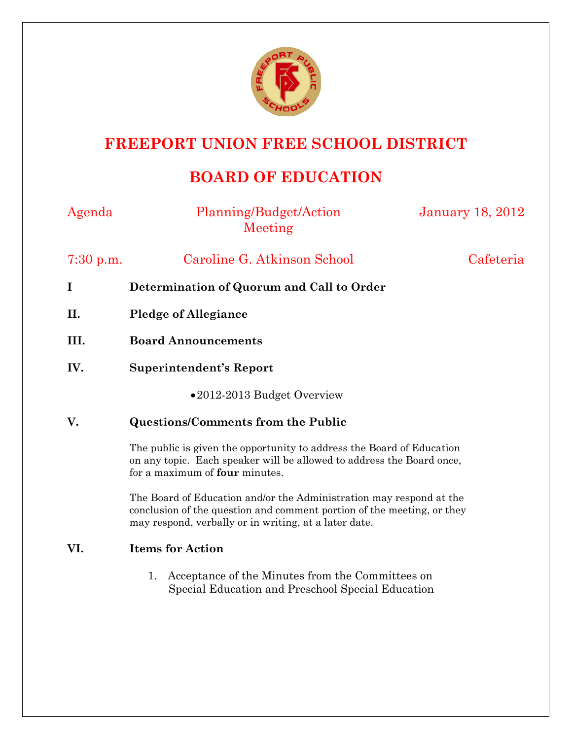# FREEPORT UNION FREE SCHOOL DISTRICT

# BOARD OF EDUCATION

Agenda | Planning/Budget/Action Meeting | January 18, 2012

7:30 p.m. | Caroline G. Atkinson School | Cafeteria

**I Determination of Quorum and Call to Order**

**II. Pledge of Allegiance**

**III. Board Announcements**

**IV. Superintendent's Report**

- 2012-2013 Budget Overview

**V. Questions/Comments from the Public**

The public is given the opportunity to address the Board of Education on any topic. Each speaker will be allowed to address the Board once, for a maximum of **four** minutes.

The Board of Education and/or the Administration may respond at the conclusion of the question and comment portion of the meeting, or they may respond, verbally or in writing, at a later date.

**VI. Items for Action**

1. Acceptance of the Minutes from the Committees on Special Education and Preschool Special Education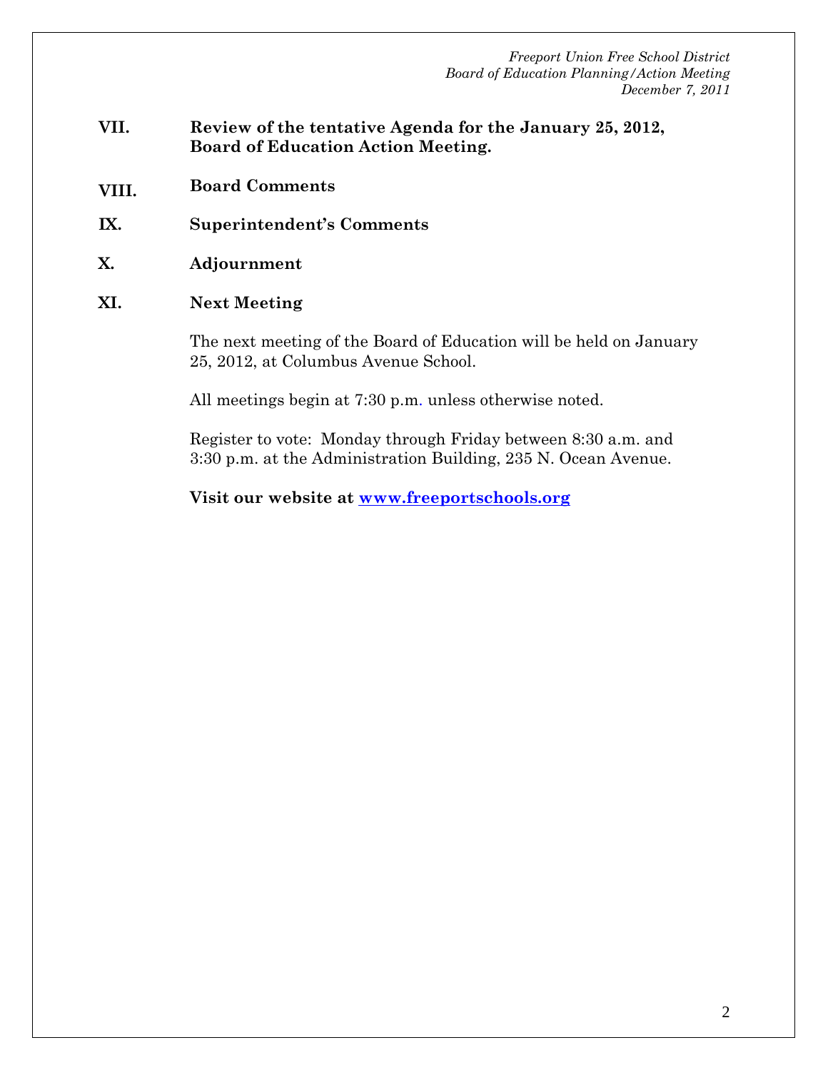**VII. Review of the tentative Agenda for the January 25, 2012, Board of Education Action Meeting.**

**VIII. Board Comments**

**IX. Superintendent's Comments**

**X. Adjournment**

**XI. Next Meeting**

The next meeting of the Board of Education will be held on January 25, 2012, at Columbus Avenue School.

All meetings begin at 7:30 p.m. unless otherwise noted.

Register to vote: Monday through Friday between 8:30 a.m. and 3:30 p.m. at the Administration Building, 235 N. Ocean Avenue.

**Visit our website at [www.freeportschools.org](http://www.freeportschools.org)**